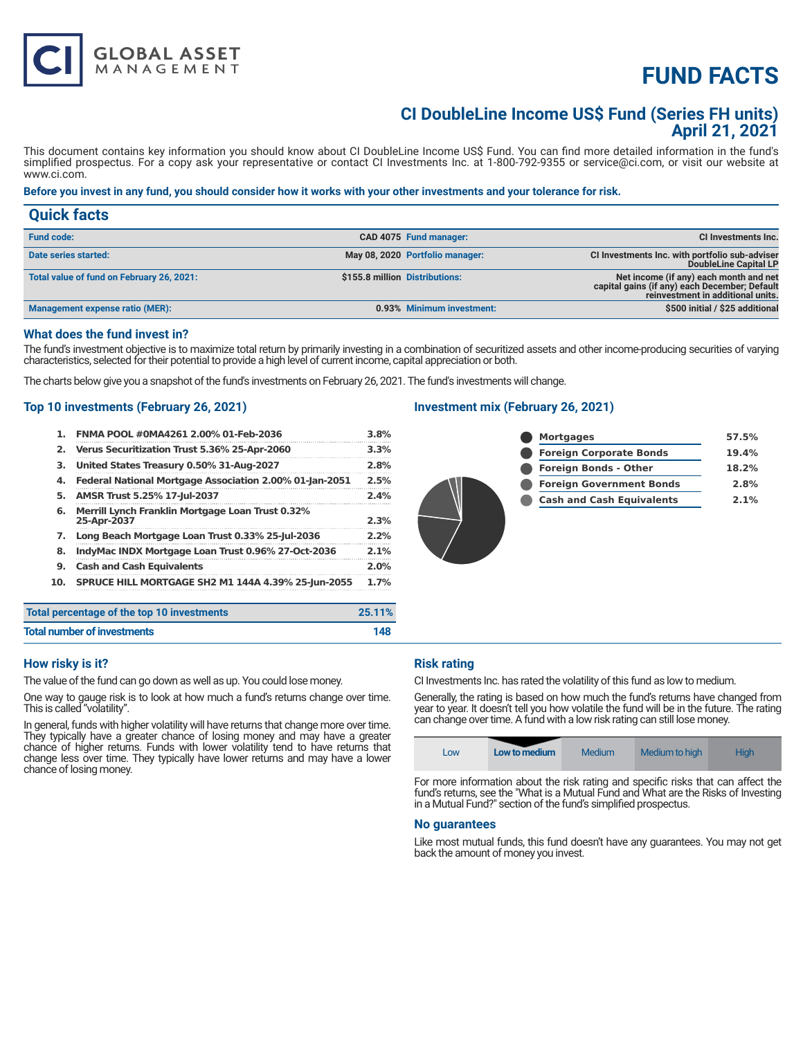# FUND FACTS

## CI DoubleLine Income US$ Fund (Series FH units)
## April 21, 2021

This document contains key information you should know about CI DoubleLine Income US$ Fund. You can find more detailed information in the fund's simplified prospectus. For a copy ask your representative or contact CI Investments Inc. at 1-800-792-9355 or service@ci.com, or visit our website at www.ci.com.

**Before you invest in any fund, you should consider how it works with your other investments and your tolerance for risk.**

## Quick facts

| | | | |
|---|---|---|---|
| **Fund code:** | CAD 4075 | **Fund manager:** | CI Investments Inc. |
| **Date series started:** | May 08, 2020 | **Portfolio manager:** | CI Investments Inc. with portfolio sub-adviser DoubleLine Capital LP |
| **Total value of fund on February 26, 2021:** | $155.8 million | **Distributions:** | Net income (if any) each month and net capital gains (if any) each December; Default reinvestment in additional units. |
| **Management expense ratio (MER):** | 0.93% | **Minimum investment:** | $500 initial / $25 additional |

### What does the fund invest in?

The fund's investment objective is to maximize total return by primarily investing in a combination of securitized assets and other income-producing securities of varying characteristics, selected for their potential to provide a high level of current income, capital appreciation or both.

The charts below give you a snapshot of the fund's investments on February 26, 2021. The fund's investments will change.

### Top 10 investments (February 26, 2021)

| | | |
|---|---|---|
| 1. | FNMA POOL #0MA4261 2.00% 01-Feb-2036 | 3.8% |
| 2. | Verus Securitization Trust 5.36% 25-Apr-2060 | 3.3% |
| 3. | United States Treasury 0.50% 31-Aug-2027 | 2.8% |
| 4. | Federal National Mortgage Association 2.00% 01-Jan-2051 | 2.5% |
| 5. | AMSR Trust 5.25% 17-Jul-2037 | 2.4% |
| 6. | Merrill Lynch Franklin Mortgage Loan Trust 0.32% 25-Apr-2037 | 2.3% |
| 7. | Long Beach Mortgage Loan Trust 0.33% 25-Jul-2036 | 2.2% |
| 8. | IndyMac INDX Mortgage Loan Trust 0.96% 27-Oct-2036 | 2.1% |
| 9. | Cash and Cash Equivalents | 2.0% |
| 10. | SPRUCE HILL MORTGAGE SH2 M1 144A 4.39% 25-Jun-2055 | 1.7% |

| | |
|---|---|
| **Total percentage of the top 10 investments** | 25.11% |
| **Total number of investments** | 148 |

### Investment mix (February 26, 2021)

| | |
|---|---|
| Mortgages | 57.5% |
| Foreign Corporate Bonds | 19.4% |
| Foreign Bonds - Other | 18.2% |
| Foreign Government Bonds | 2.8% |
| Cash and Cash Equivalents | 2.1% |

### How risky is it?

The value of the fund can go down as well as up. You could lose money.

One way to gauge risk is to look at how much a fund's returns change over time. This is called "volatility".

In general, funds with higher volatility will have returns that change more over time. They typically have a greater chance of losing money and may have a greater chance of higher returns. Funds with lower volatility tend to have returns that change less over time. They typically have lower returns and may have a lower chance of losing money.

### Risk rating

CI Investments Inc. has rated the volatility of this fund as low to medium.

Generally, the rating is based on how much the fund's returns have changed from year to year. It doesn't tell you how volatile the fund will be in the future. The rating can change over time. A fund with a low risk rating can still lose money.

| Low | **Low to medium** | Medium | Medium to high | High |
|---|---|---|---|---|

For more information about the risk rating and specific risks that can affect the fund's returns, see the "What is a Mutual Fund and What are the Risks of Investing in a Mutual Fund?" section of the fund's simplified prospectus.

### No guarantees

Like most mutual funds, this fund doesn't have any guarantees. You may not get back the amount of money you invest.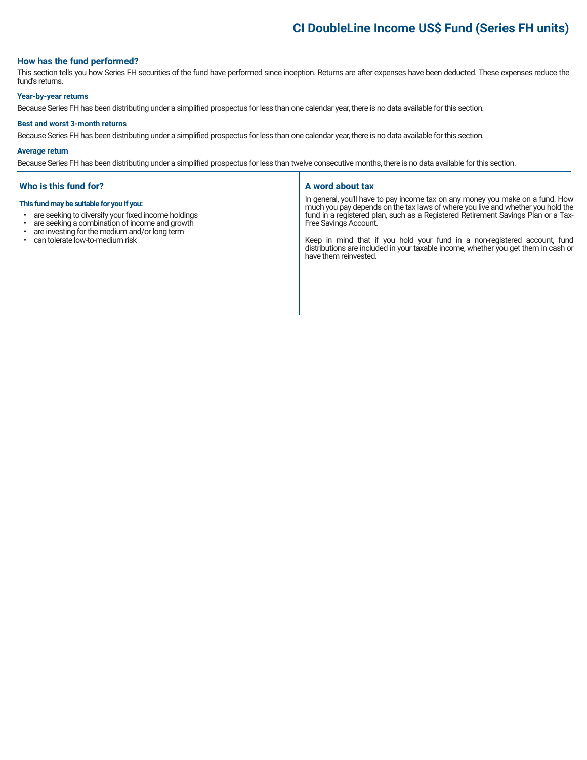## How has the fund performed?

This section tells you how Series FH securities of the fund have performed since inception. Returns are after expenses have been deducted. These expenses reduce the fund's returns.

### Year-by-year returns

Because Series FH has been distributing under a simplified prospectus for less than one calendar year, there is no data available for this section.

### Best and worst 3-month returns

Because Series FH has been distributing under a simplified prospectus for less than one calendar year, there is no data available for this section.

### Average return

Because Series FH has been distributing under a simplified prospectus for less than twelve consecutive months, there is no data available for this section.

## Who is this fund for?

**This fund may be suitable for you if you:**

- are seeking to diversify your fixed income holdings
- are seeking a combination of income and growth
- are investing for the medium and/or long term
- can tolerate low-to-medium risk

## A word about tax

In general, you'll have to pay income tax on any money you make on a fund. How much you pay depends on the tax laws of where you live and whether you hold the fund in a registered plan, such as a Registered Retirement Savings Plan or a Tax-Free Savings Account.

Keep in mind that if you hold your fund in a non-registered account, fund distributions are included in your taxable income, whether you get them in cash or have them reinvested.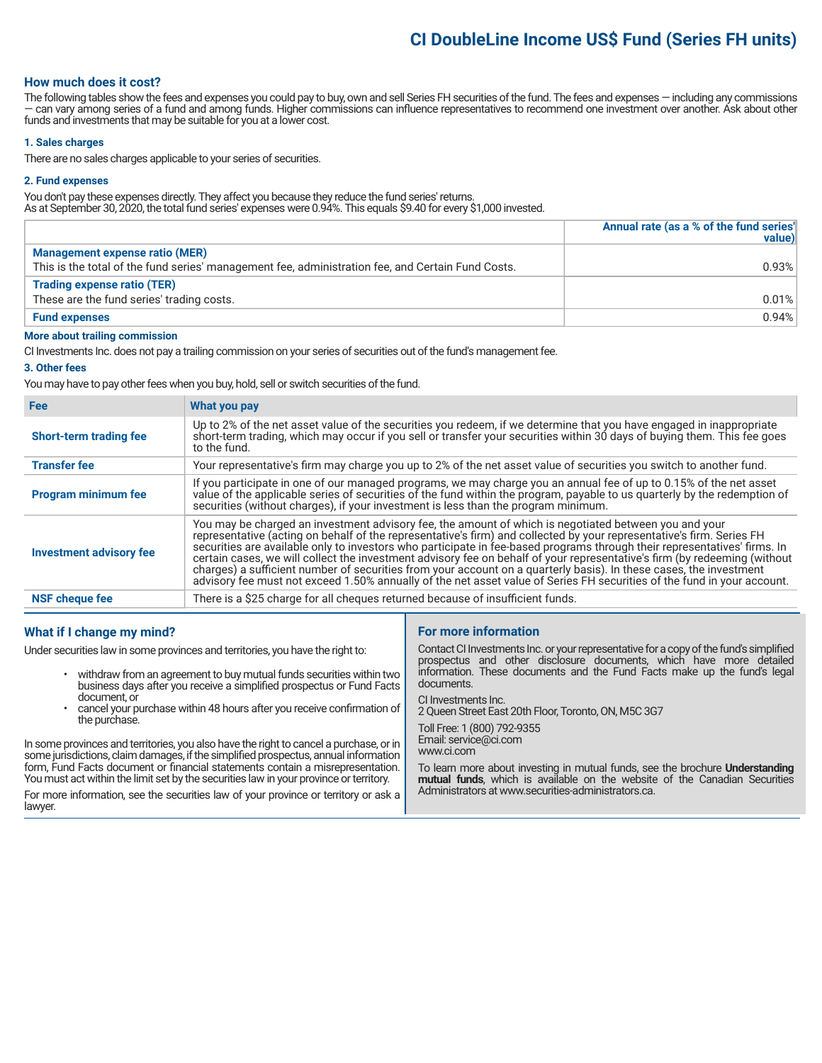# CI DoubleLine Income US$ Fund (Series FH units)

## How much does it cost?

The following tables show the fees and expenses you could pay to buy, own and sell Series FH securities of the fund. The fees and expenses — including any commissions — can vary among series of a fund and among funds. Higher commissions can influence representatives to recommend one investment over another. Ask about other funds and investments that may be suitable for you at a lower cost.

### 1. Sales charges

There are no sales charges applicable to your series of securities.

### 2. Fund expenses

You don't pay these expenses directly. They affect you because they reduce the fund series' returns.
As at September 30, 2020, the total fund series' expenses were 0.94%. This equals $9.40 for every $1,000 invested.

| | Annual rate (as a % of the fund series' value) |
|---|---|
| **Management expense ratio (MER)**<br>This is the total of the fund series' management fee, administration fee, and Certain Fund Costs. | 0.93% |
| **Trading expense ratio (TER)**<br>These are the fund series' trading costs. | 0.01% |
| **Fund expenses** | 0.94% |

#### More about trailing commission

CI Investments Inc. does not pay a trailing commission on your series of securities out of the fund's management fee.

### 3. Other fees

You may have to pay other fees when you buy, hold, sell or switch securities of the fund.

| Fee | What you pay |
|---|---|
| **Short-term trading fee** | Up to 2% of the net asset value of the securities you redeem, if we determine that you have engaged in inappropriate short-term trading, which may occur if you sell or transfer your securities within 30 days of buying them. This fee goes to the fund. |
| **Transfer fee** | Your representative's firm may charge you up to 2% of the net asset value of securities you switch to another fund. |
| **Program minimum fee** | If you participate in one of our managed programs, we may charge you an annual fee of up to 0.15% of the net asset value of the applicable series of securities of the fund within the program, payable to us quarterly by the redemption of securities (without charges), if your investment is less than the program minimum. |
| **Investment advisory fee** | You may be charged an investment advisory fee, the amount of which is negotiated between you and your representative (acting on behalf of the representative's firm) and collected by your representative's firm. Series FH securities are available only to investors who participate in fee-based programs through their representatives' firms. In certain cases, we will collect the investment advisory fee on behalf of your representative's firm (by redeeming (without charges) a sufficient number of securities from your account on a quarterly basis). In these cases, the investment advisory fee must not exceed 1.50% annually of the net asset value of Series FH securities of the fund in your account. |
| **NSF cheque fee** | There is a $25 charge for all cheques returned because of insufficient funds. |

## What if I change my mind?

Under securities law in some provinces and territories, you have the right to:

- withdraw from an agreement to buy mutual funds securities within two business days after you receive a simplified prospectus or Fund Facts document, or
- cancel your purchase within 48 hours after you receive confirmation of the purchase.

In some provinces and territories, you also have the right to cancel a purchase, or in some jurisdictions, claim damages, if the simplified prospectus, annual information form, Fund Facts document or financial statements contain a misrepresentation. You must act within the limit set by the securities law in your province or territory.

For more information, see the securities law of your province or territory or ask a lawyer.

## For more information

Contact CI Investments Inc. or your representative for a copy of the fund's simplified prospectus and other disclosure documents, which have more detailed information. These documents and the Fund Facts make up the fund's legal documents.

CI Investments Inc.
2 Queen Street East 20th Floor, Toronto, ON, M5C 3G7

Toll Free: 1 (800) 792-9355
Email: service@ci.com
www.ci.com

To learn more about investing in mutual funds, see the brochure **Understanding mutual funds**, which is available on the website of the Canadian Securities Administrators at www.securities-administrators.ca.